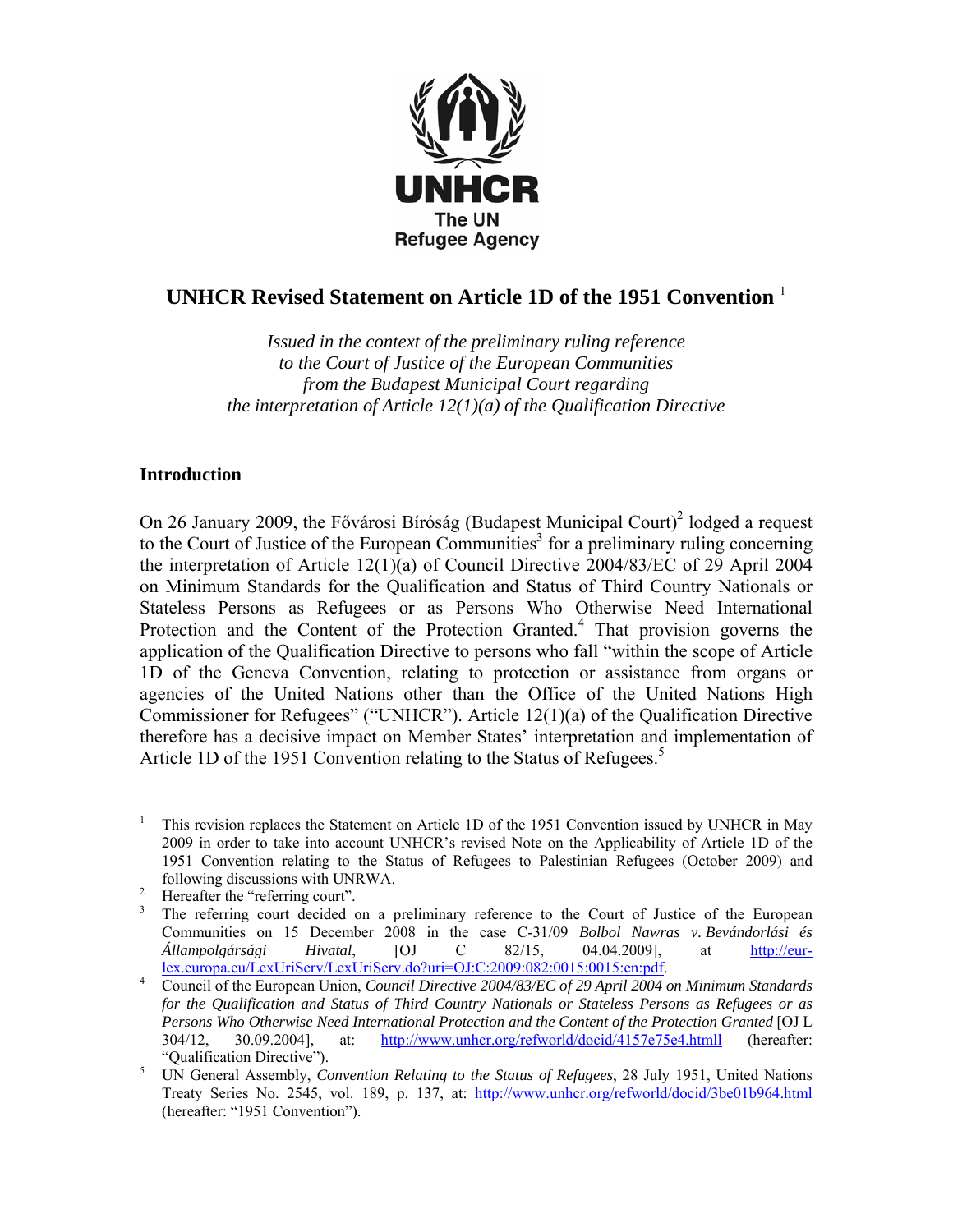UNHCR
The UN
Refugee Agency

# UNHCR Revised Statement on Article 1D of the 1951 Convention [1]

*Issued in the context of the preliminary ruling reference*
*to the Court of Justice of the European Communities*
*from the Budapest Municipal Court regarding*
*the interpretation of Article 12(1)(a) of the Qualification Directive*

## Introduction

On 26 January 2009, the Fővárosi Bíróság (Budapest Municipal Court)[2] lodged a request to the Court of Justice of the European Communities[3] for a preliminary ruling concerning the interpretation of Article 12(1)(a) of Council Directive 2004/83/EC of 29 April 2004 on Minimum Standards for the Qualification and Status of Third Country Nationals or Stateless Persons as Refugees or as Persons Who Otherwise Need International Protection and the Content of the Protection Granted.[4] That provision governs the application of the Qualification Directive to persons who fall "within the scope of Article 1D of the Geneva Convention, relating to protection or assistance from organs or agencies of the United Nations other than the Office of the United Nations High Commissioner for Refugees" ("UNHCR"). Article 12(1)(a) of the Qualification Directive therefore has a decisive impact on Member States' interpretation and implementation of Article 1D of the 1951 Convention relating to the Status of Refugees.[5]

---

[1] This revision replaces the Statement on Article 1D of the 1951 Convention issued by UNHCR in May 2009 in order to take into account UNHCR's revised Note on the Applicability of Article 1D of the 1951 Convention relating to the Status of Refugees to Palestinian Refugees (October 2009) and following discussions with UNRWA.

[2] Hereafter the "referring court".

[3] The referring court decided on a preliminary reference to the Court of Justice of the European Communities on 15 December 2008 in the case C-31/09 *Bolbol Nawras v. Bevándorlási és Állampolgársági Hivatal*, [OJ C 82/15, 04.04.2009], at http://eur-lex.europa.eu/LexUriServ/LexUriServ.do?uri=OJ:C:2009:082:0015:0015:en:pdf.

[4] Council of the European Union, *Council Directive 2004/83/EC of 29 April 2004 on Minimum Standards for the Qualification and Status of Third Country Nationals or Stateless Persons as Refugees or as Persons Who Otherwise Need International Protection and the Content of the Protection Granted* [OJ L 304/12, 30.09.2004], at: http://www.unhcr.org/refworld/docid/4157e75e4.htmll (hereafter: "Qualification Directive").

[5] UN General Assembly, *Convention Relating to the Status of Refugees*, 28 July 1951, United Nations Treaty Series No. 2545, vol. 189, p. 137, at: http://www.unhcr.org/refworld/docid/3be01b964.html (hereafter: "1951 Convention").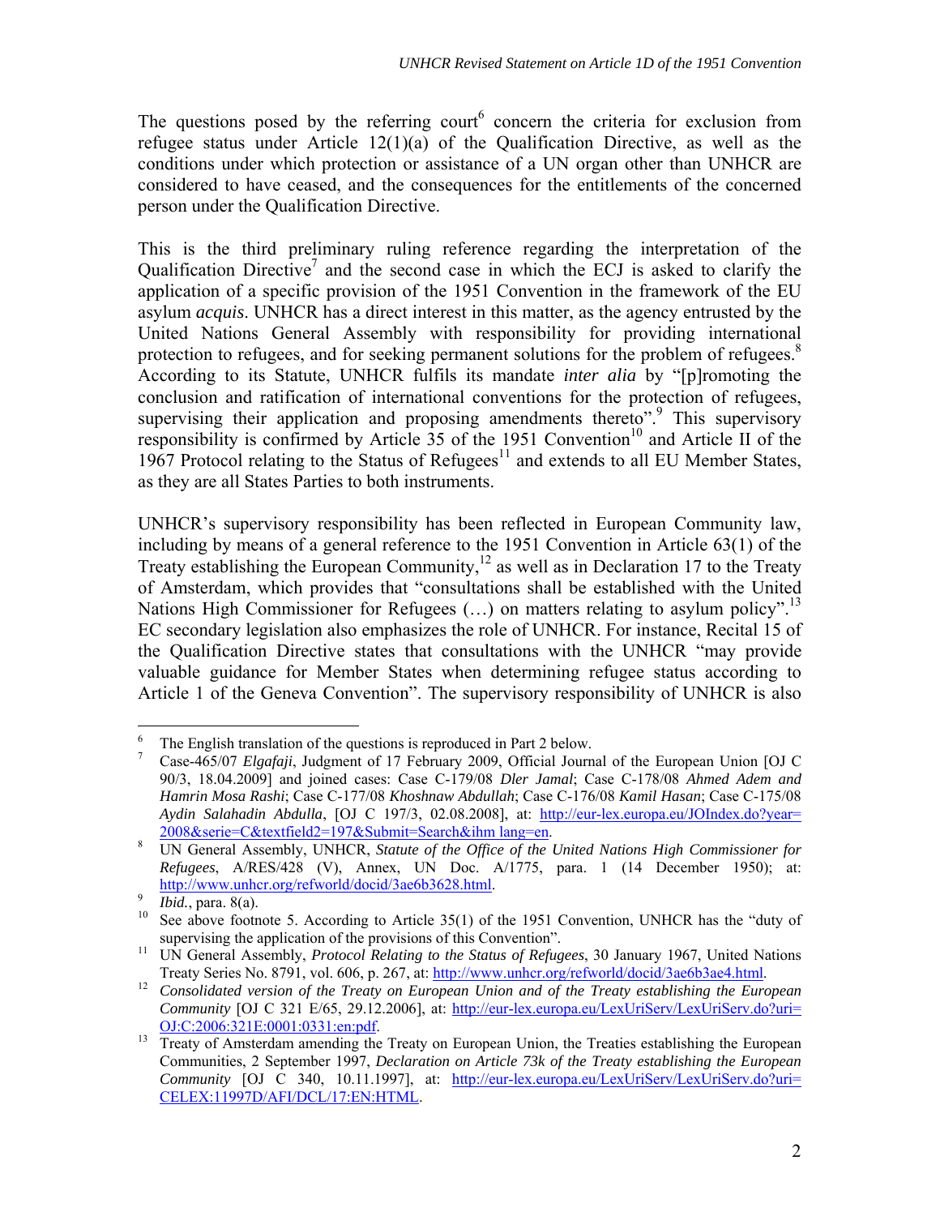The questions posed by the referring court[6] concern the criteria for exclusion from refugee status under Article 12(1)(a) of the Qualification Directive, as well as the conditions under which protection or assistance of a UN organ other than UNHCR are considered to have ceased, and the consequences for the entitlements of the concerned person under the Qualification Directive.

This is the third preliminary ruling reference regarding the interpretation of the Qualification Directive[7] and the second case in which the ECJ is asked to clarify the application of a specific provision of the 1951 Convention in the framework of the EU asylum *acquis*. UNHCR has a direct interest in this matter, as the agency entrusted by the United Nations General Assembly with responsibility for providing international protection to refugees, and for seeking permanent solutions for the problem of refugees.[8] According to its Statute, UNHCR fulfils its mandate *inter alia* by "[p]romoting the conclusion and ratification of international conventions for the protection of refugees, supervising their application and proposing amendments thereto".[9] This supervisory responsibility is confirmed by Article 35 of the 1951 Convention[10] and Article II of the 1967 Protocol relating to the Status of Refugees[11] and extends to all EU Member States, as they are all States Parties to both instruments.

UNHCR's supervisory responsibility has been reflected in European Community law, including by means of a general reference to the 1951 Convention in Article 63(1) of the Treaty establishing the European Community,[12] as well as in Declaration 17 to the Treaty of Amsterdam, which provides that "consultations shall be established with the United Nations High Commissioner for Refugees (…) on matters relating to asylum policy".[13] EC secondary legislation also emphasizes the role of UNHCR. For instance, Recital 15 of the Qualification Directive states that consultations with the UNHCR "may provide valuable guidance for Member States when determining refugee status according to Article 1 of the Geneva Convention". The supervisory responsibility of UNHCR is also

---

[6] The English translation of the questions is reproduced in Part 2 below.

[7] Case-465/07 *Elgafaji*, Judgment of 17 February 2009, Official Journal of the European Union [OJ C 90/3, 18.04.2009] and joined cases: Case C-179/08 *Dler Jamal*; Case C-178/08 *Ahmed Adem and Hamrin Mosa Rashi*; Case C-177/08 *Khoshnaw Abdullah*; Case C-176/08 *Kamil Hasan*; Case C-175/08 *Aydin Salahadin Abdulla*, [OJ C 197/3, 02.08.2008], at: http://eur-lex.europa.eu/JOIndex.do?year=2008&serie=C&textfield2=197&Submit=Search&ihm lang=en.

[8] UN General Assembly, UNHCR, *Statute of the Office of the United Nations High Commissioner for Refugees*, A/RES/428 (V), Annex, UN Doc. A/1775, para. 1 (14 December 1950); at: http://www.unhcr.org/refworld/docid/3ae6b3628.html.

[9] *Ibid.*, para. 8(a).

[10] See above footnote 5. According to Article 35(1) of the 1951 Convention, UNHCR has the "duty of supervising the application of the provisions of this Convention".

[11] UN General Assembly, *Protocol Relating to the Status of Refugees*, 30 January 1967, United Nations Treaty Series No. 8791, vol. 606, p. 267, at: http://www.unhcr.org/refworld/docid/3ae6b3ae4.html.

[12] *Consolidated version of the Treaty on European Union and of the Treaty establishing the European Community* [OJ C 321 E/65, 29.12.2006], at: http://eur-lex.europa.eu/LexUriServ/LexUriServ.do?uri=OJ:C:2006:321E:0001:0331:en:pdf.

[13] Treaty of Amsterdam amending the Treaty on European Union, the Treaties establishing the European Communities, 2 September 1997, *Declaration on Article 73k of the Treaty establishing the European Community* [OJ C 340, 10.11.1997], at: http://eur-lex.europa.eu/LexUriServ/LexUriServ.do?uri=CELEX:11997D/AFI/DCL/17:EN:HTML.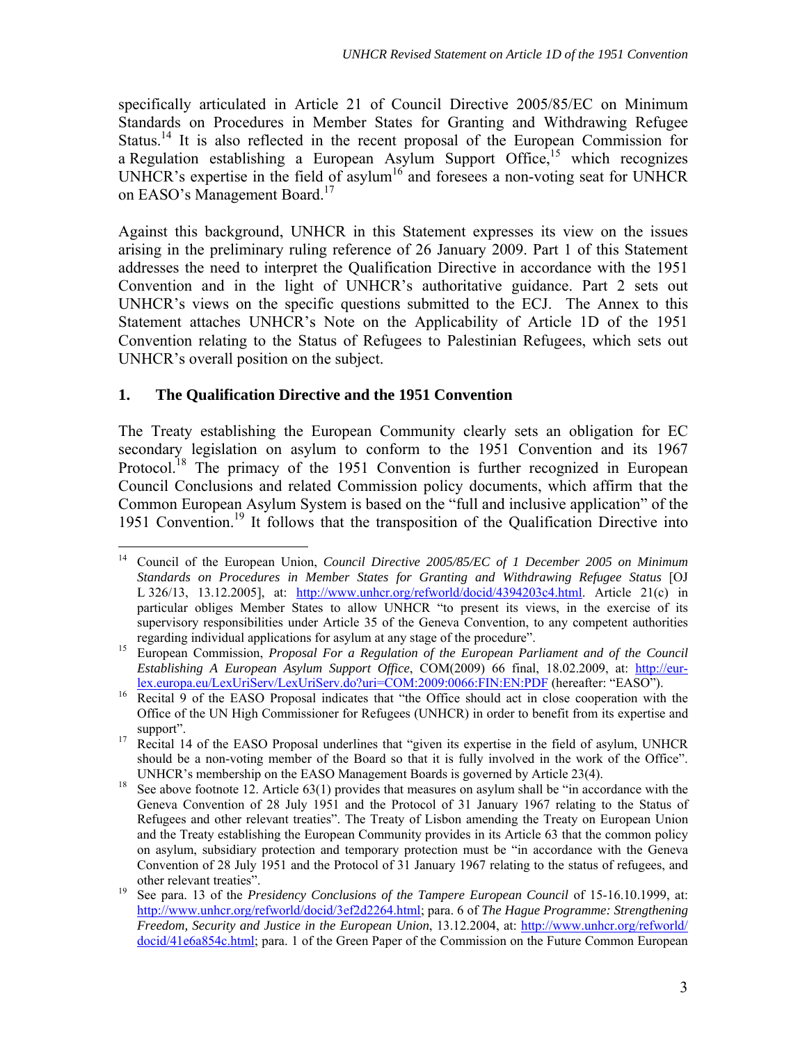specifically articulated in Article 21 of Council Directive 2005/85/EC on Minimum Standards on Procedures in Member States for Granting and Withdrawing Refugee Status.[14] It is also reflected in the recent proposal of the European Commission for a Regulation establishing a European Asylum Support Office,[15] which recognizes UNHCR's expertise in the field of asylum[16] and foresees a non-voting seat for UNHCR on EASO's Management Board.[17]

Against this background, UNHCR in this Statement expresses its view on the issues arising in the preliminary ruling reference of 26 January 2009. Part 1 of this Statement addresses the need to interpret the Qualification Directive in accordance with the 1951 Convention and in the light of UNHCR's authoritative guidance. Part 2 sets out UNHCR's views on the specific questions submitted to the ECJ. The Annex to this Statement attaches UNHCR's Note on the Applicability of Article 1D of the 1951 Convention relating to the Status of Refugees to Palestinian Refugees, which sets out UNHCR's overall position on the subject.

## 1. The Qualification Directive and the 1951 Convention

The Treaty establishing the European Community clearly sets an obligation for EC secondary legislation on asylum to conform to the 1951 Convention and its 1967 Protocol.[18] The primacy of the 1951 Convention is further recognized in European Council Conclusions and related Commission policy documents, which affirm that the Common European Asylum System is based on the "full and inclusive application" of the 1951 Convention.[19] It follows that the transposition of the Qualification Directive into

---

[14] Council of the European Union, *Council Directive 2005/85/EC of 1 December 2005 on Minimum Standards on Procedures in Member States for Granting and Withdrawing Refugee Status* [OJ L 326/13, 13.12.2005], at: http://www.unhcr.org/refworld/docid/4394203c4.html. Article 21(c) in particular obliges Member States to allow UNHCR "to present its views, in the exercise of its supervisory responsibilities under Article 35 of the Geneva Convention, to any competent authorities regarding individual applications for asylum at any stage of the procedure".

[15] European Commission, *Proposal For a Regulation of the European Parliament and of the Council Establishing A European Asylum Support Office*, COM(2009) 66 final, 18.02.2009, at: http://eur-lex.europa.eu/LexUriServ/LexUriServ.do?uri=COM:2009:0066:FIN:EN:PDF (hereafter: "EASO").

[16] Recital 9 of the EASO Proposal indicates that "the Office should act in close cooperation with the Office of the UN High Commissioner for Refugees (UNHCR) in order to benefit from its expertise and support".

[17] Recital 14 of the EASO Proposal underlines that "given its expertise in the field of asylum, UNHCR should be a non-voting member of the Board so that it is fully involved in the work of the Office". UNHCR's membership on the EASO Management Boards is governed by Article 23(4).

[18] See above footnote 12. Article 63(1) provides that measures on asylum shall be "in accordance with the Geneva Convention of 28 July 1951 and the Protocol of 31 January 1967 relating to the Status of Refugees and other relevant treaties". The Treaty of Lisbon amending the Treaty on European Union and the Treaty establishing the European Community provides in its Article 63 that the common policy on asylum, subsidiary protection and temporary protection must be "in accordance with the Geneva Convention of 28 July 1951 and the Protocol of 31 January 1967 relating to the status of refugees, and other relevant treaties".

[19] See para. 13 of the *Presidency Conclusions of the Tampere European Council* of 15-16.10.1999, at: http://www.unhcr.org/refworld/docid/3ef2d2264.html; para. 6 of *The Hague Programme: Strengthening Freedom, Security and Justice in the European Union*, 13.12.2004, at: http://www.unhcr.org/refworld/docid/41e6a854c.html; para. 1 of the Green Paper of the Commission on the Future Common European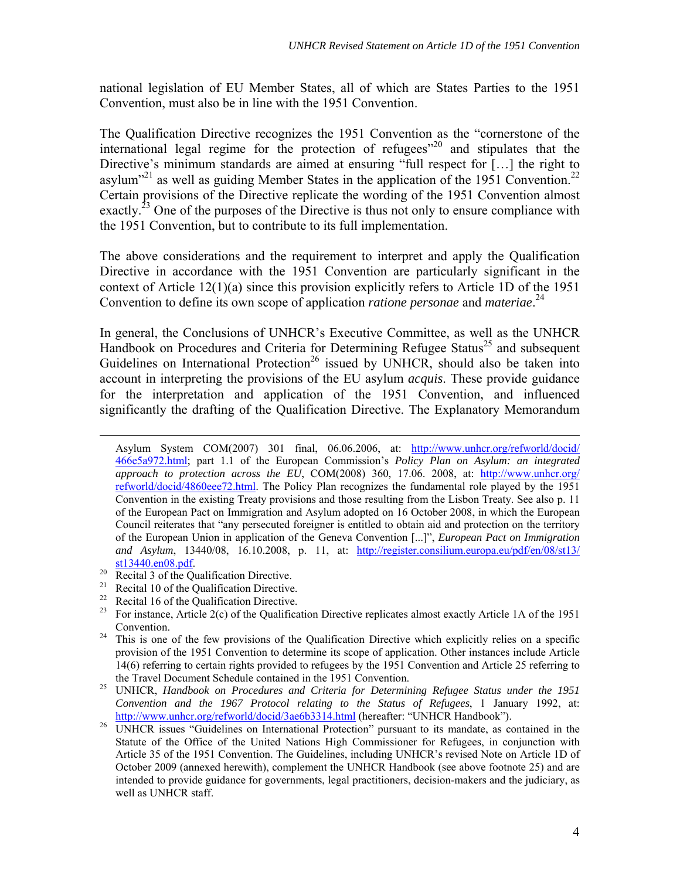national legislation of EU Member States, all of which are States Parties to the 1951 Convention, must also be in line with the 1951 Convention.

The Qualification Directive recognizes the 1951 Convention as the "cornerstone of the international legal regime for the protection of refugees"[20] and stipulates that the Directive's minimum standards are aimed at ensuring "full respect for […] the right to asylum"[21] as well as guiding Member States in the application of the 1951 Convention.[22] Certain provisions of the Directive replicate the wording of the 1951 Convention almost exactly.[23] One of the purposes of the Directive is thus not only to ensure compliance with the 1951 Convention, but to contribute to its full implementation.

The above considerations and the requirement to interpret and apply the Qualification Directive in accordance with the 1951 Convention are particularly significant in the context of Article 12(1)(a) since this provision explicitly refers to Article 1D of the 1951 Convention to define its own scope of application *ratione personae* and *materiae*.[24]

In general, the Conclusions of UNHCR's Executive Committee, as well as the UNHCR Handbook on Procedures and Criteria for Determining Refugee Status[25] and subsequent Guidelines on International Protection[26] issued by UNHCR, should also be taken into account in interpreting the provisions of the EU asylum *acquis*. These provide guidance for the interpretation and application of the 1951 Convention, and influenced significantly the drafting of the Qualification Directive. The Explanatory Memorandum

---

Asylum System COM(2007) 301 final, 06.06.2006, at: http://www.unhcr.org/refworld/docid/466e5a972.html; part 1.1 of the European Commission's *Policy Plan on Asylum: an integrated approach to protection across the EU*, COM(2008) 360, 17.06. 2008, at: http://www.unhcr.org/refworld/docid/4860eee72.html. The Policy Plan recognizes the fundamental role played by the 1951 Convention in the existing Treaty provisions and those resulting from the Lisbon Treaty. See also p. 11 of the European Pact on Immigration and Asylum adopted on 16 October 2008, in which the European Council reiterates that "any persecuted foreigner is entitled to obtain aid and protection on the territory of the European Union in application of the Geneva Convention [...]", *European Pact on Immigration and Asylum*, 13440/08, 16.10.2008, p. 11, at: http://register.consilium.europa.eu/pdf/en/08/st13/st13440.en08.pdf.

[20] Recital 3 of the Qualification Directive.

[21] Recital 10 of the Qualification Directive.

[22] Recital 16 of the Qualification Directive.

[23] For instance, Article 2(c) of the Qualification Directive replicates almost exactly Article 1A of the 1951 Convention.

[24] This is one of the few provisions of the Qualification Directive which explicitly relies on a specific provision of the 1951 Convention to determine its scope of application. Other instances include Article 14(6) referring to certain rights provided to refugees by the 1951 Convention and Article 25 referring to the Travel Document Schedule contained in the 1951 Convention.

[25] UNHCR, *Handbook on Procedures and Criteria for Determining Refugee Status under the 1951 Convention and the 1967 Protocol relating to the Status of Refugees*, 1 January 1992, at: http://www.unhcr.org/refworld/docid/3ae6b3314.html (hereafter: "UNHCR Handbook").

[26] UNHCR issues "Guidelines on International Protection" pursuant to its mandate, as contained in the Statute of the Office of the United Nations High Commissioner for Refugees, in conjunction with Article 35 of the 1951 Convention. The Guidelines, including UNHCR's revised Note on Article 1D of October 2009 (annexed herewith), complement the UNHCR Handbook (see above footnote 25) and are intended to provide guidance for governments, legal practitioners, decision-makers and the judiciary, as well as UNHCR staff.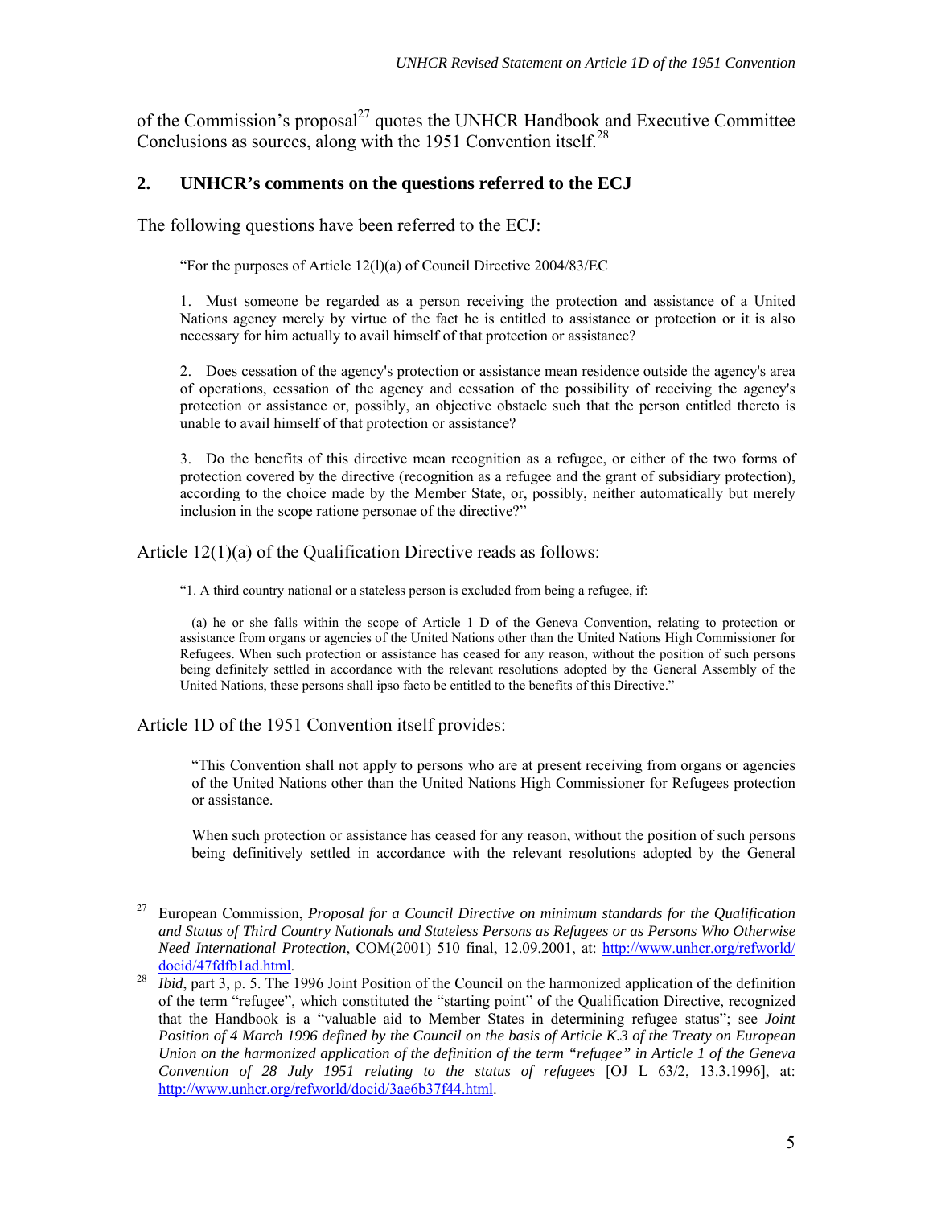of the Commission's proposal[27] quotes the UNHCR Handbook and Executive Committee Conclusions as sources, along with the 1951 Convention itself.[28]

## 2. UNHCR's comments on the questions referred to the ECJ

The following questions have been referred to the ECJ:

> "For the purposes of Article 12(l)(a) of Council Directive 2004/83/EC
>
> 1. Must someone be regarded as a person receiving the protection and assistance of a United Nations agency merely by virtue of the fact he is entitled to assistance or protection or it is also necessary for him actually to avail himself of that protection or assistance?
>
> 2. Does cessation of the agency's protection or assistance mean residence outside the agency's area of operations, cessation of the agency and cessation of the possibility of receiving the agency's protection or assistance or, possibly, an objective obstacle such that the person entitled thereto is unable to avail himself of that protection or assistance?
>
> 3. Do the benefits of this directive mean recognition as a refugee, or either of the two forms of protection covered by the directive (recognition as a refugee and the grant of subsidiary protection), according to the choice made by the Member State, or, possibly, neither automatically but merely inclusion in the scope ratione personae of the directive?"

Article 12(1)(a) of the Qualification Directive reads as follows:

> "1. A third country national or a stateless person is excluded from being a refugee, if:
>
> (a) he or she falls within the scope of Article 1 D of the Geneva Convention, relating to protection or assistance from organs or agencies of the United Nations other than the United Nations High Commissioner for Refugees. When such protection or assistance has ceased for any reason, without the position of such persons being definitely settled in accordance with the relevant resolutions adopted by the General Assembly of the United Nations, these persons shall ipso facto be entitled to the benefits of this Directive."

Article 1D of the 1951 Convention itself provides:

> "This Convention shall not apply to persons who are at present receiving from organs or agencies of the United Nations other than the United Nations High Commissioner for Refugees protection or assistance.
>
> When such protection or assistance has ceased for any reason, without the position of such persons being definitively settled in accordance with the relevant resolutions adopted by the General

---

[27] European Commission, *Proposal for a Council Directive on minimum standards for the Qualification and Status of Third Country Nationals and Stateless Persons as Refugees or as Persons Who Otherwise Need International Protection*, COM(2001) 510 final, 12.09.2001, at: http://www.unhcr.org/refworld/docid/47fdfb1ad.html.

[28] *Ibid*, part 3, p. 5. The 1996 Joint Position of the Council on the harmonized application of the definition of the term "refugee", which constituted the "starting point" of the Qualification Directive, recognized that the Handbook is a "valuable aid to Member States in determining refugee status"; see *Joint Position of 4 March 1996 defined by the Council on the basis of Article K.3 of the Treaty on European Union on the harmonized application of the definition of the term "refugee" in Article 1 of the Geneva Convention of 28 July 1951 relating to the status of refugees* [OJ L 63/2, 13.3.1996], at: http://www.unhcr.org/refworld/docid/3ae6b37f44.html.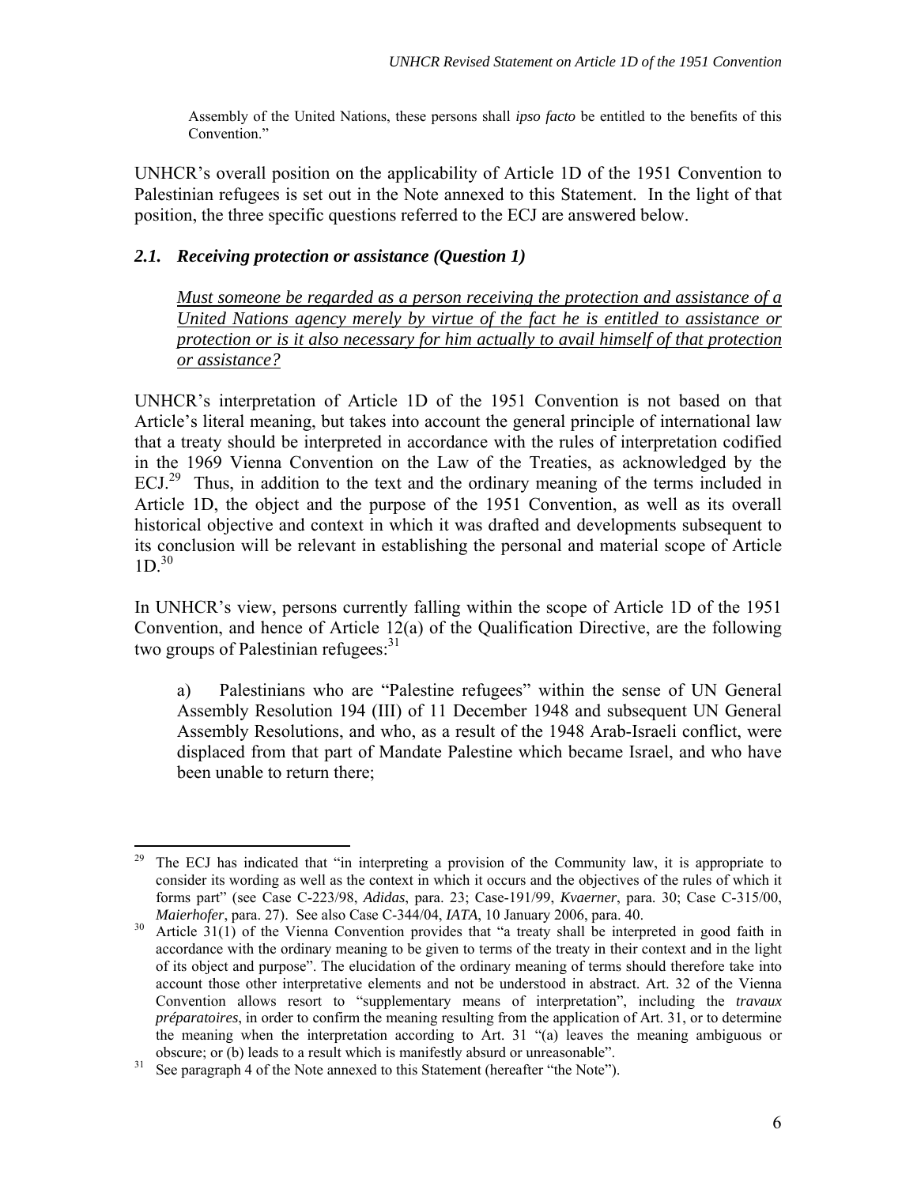Assembly of the United Nations, these persons shall *ipso facto* be entitled to the benefits of this Convention."

UNHCR's overall position on the applicability of Article 1D of the 1951 Convention to Palestinian refugees is set out in the Note annexed to this Statement. In the light of that position, the three specific questions referred to the ECJ are answered below.

### *2.1. Receiving protection or assistance (Question 1)*

> *Must someone be regarded as a person receiving the protection and assistance of a United Nations agency merely by virtue of the fact he is entitled to assistance or protection or is it also necessary for him actually to avail himself of that protection or assistance?*

UNHCR's interpretation of Article 1D of the 1951 Convention is not based on that Article's literal meaning, but takes into account the general principle of international law that a treaty should be interpreted in accordance with the rules of interpretation codified in the 1969 Vienna Convention on the Law of the Treaties, as acknowledged by the ECJ.[29] Thus, in addition to the text and the ordinary meaning of the terms included in Article 1D, the object and the purpose of the 1951 Convention, as well as its overall historical objective and context in which it was drafted and developments subsequent to its conclusion will be relevant in establishing the personal and material scope of Article 1D.[30]

In UNHCR's view, persons currently falling within the scope of Article 1D of the 1951 Convention, and hence of Article 12(a) of the Qualification Directive, are the following two groups of Palestinian refugees:[31]

> a) Palestinians who are "Palestine refugees" within the sense of UN General Assembly Resolution 194 (III) of 11 December 1948 and subsequent UN General Assembly Resolutions, and who, as a result of the 1948 Arab-Israeli conflict, were displaced from that part of Mandate Palestine which became Israel, and who have been unable to return there;

---

[29] The ECJ has indicated that "in interpreting a provision of the Community law, it is appropriate to consider its wording as well as the context in which it occurs and the objectives of the rules of which it forms part" (see Case C-223/98, *Adidas*, para. 23; Case-191/99, *Kvaerner*, para. 30; Case C-315/00, *Maierhofer*, para. 27). See also Case C-344/04, *IATA*, 10 January 2006, para. 40.

[30] Article 31(1) of the Vienna Convention provides that "a treaty shall be interpreted in good faith in accordance with the ordinary meaning to be given to terms of the treaty in their context and in the light of its object and purpose". The elucidation of the ordinary meaning of terms should therefore take into account those other interpretative elements and not be understood in abstract. Art. 32 of the Vienna Convention allows resort to "supplementary means of interpretation", including the *travaux préparatoires*, in order to confirm the meaning resulting from the application of Art. 31, or to determine the meaning when the interpretation according to Art. 31 "(a) leaves the meaning ambiguous or obscure; or (b) leads to a result which is manifestly absurd or unreasonable".

[31] See paragraph 4 of the Note annexed to this Statement (hereafter "the Note").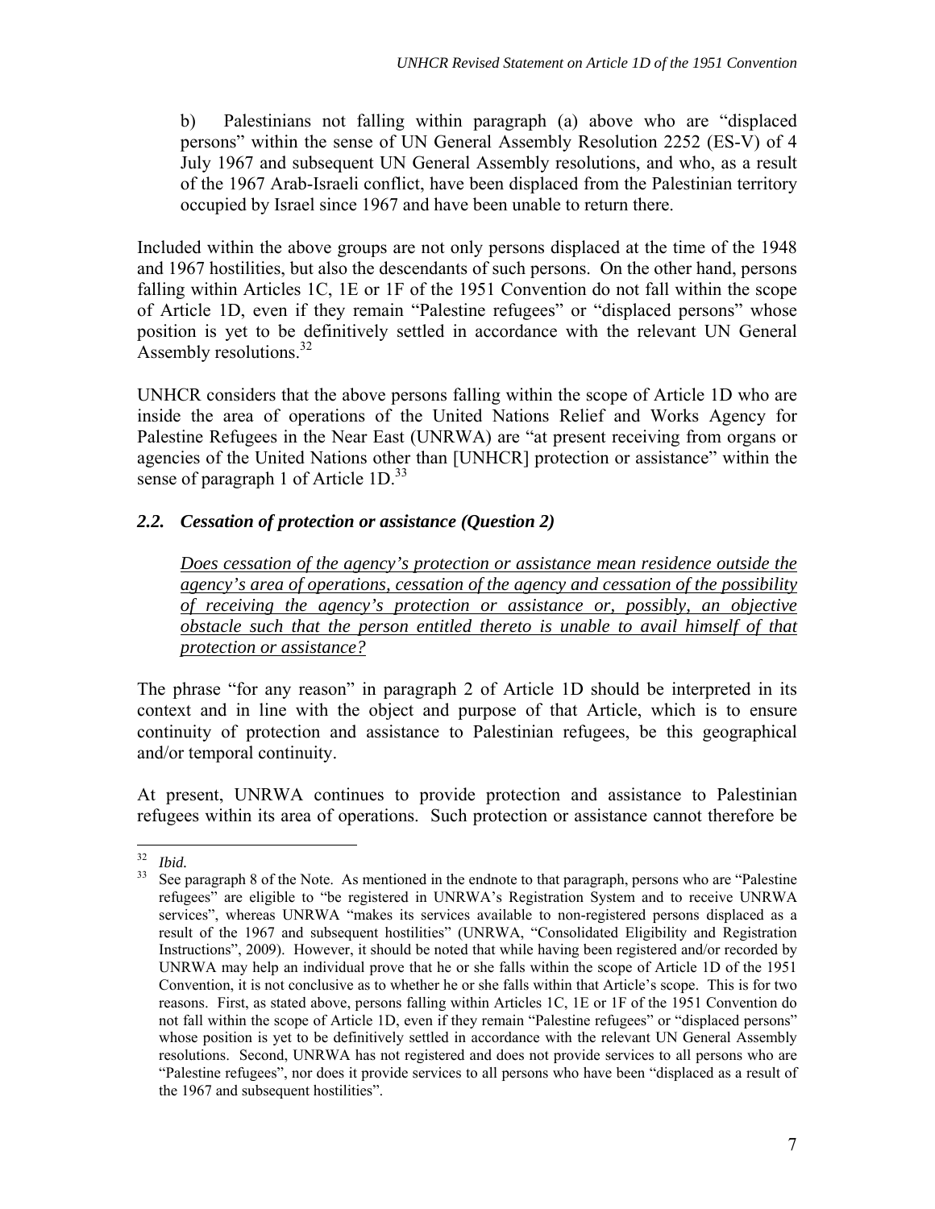b) Palestinians not falling within paragraph (a) above who are "displaced persons" within the sense of UN General Assembly Resolution 2252 (ES-V) of 4 July 1967 and subsequent UN General Assembly resolutions, and who, as a result of the 1967 Arab-Israeli conflict, have been displaced from the Palestinian territory occupied by Israel since 1967 and have been unable to return there.

Included within the above groups are not only persons displaced at the time of the 1948 and 1967 hostilities, but also the descendants of such persons. On the other hand, persons falling within Articles 1C, 1E or 1F of the 1951 Convention do not fall within the scope of Article 1D, even if they remain "Palestine refugees" or "displaced persons" whose position is yet to be definitively settled in accordance with the relevant UN General Assembly resolutions.[32]

UNHCR considers that the above persons falling within the scope of Article 1D who are inside the area of operations of the United Nations Relief and Works Agency for Palestine Refugees in the Near East (UNRWA) are "at present receiving from organs or agencies of the United Nations other than [UNHCR] protection or assistance" within the sense of paragraph 1 of Article 1D.[33]

### *2.2. Cessation of protection or assistance (Question 2)*

*Does cessation of the agency's protection or assistance mean residence outside the agency's area of operations, cessation of the agency and cessation of the possibility of receiving the agency's protection or assistance or, possibly, an objective obstacle such that the person entitled thereto is unable to avail himself of that protection or assistance?*

The phrase "for any reason" in paragraph 2 of Article 1D should be interpreted in its context and in line with the object and purpose of that Article, which is to ensure continuity of protection and assistance to Palestinian refugees, be this geographical and/or temporal continuity.

At present, UNRWA continues to provide protection and assistance to Palestinian refugees within its area of operations. Such protection or assistance cannot therefore be

---

[32] *Ibid.*

[33] See paragraph 8 of the Note. As mentioned in the endnote to that paragraph, persons who are "Palestine refugees" are eligible to "be registered in UNRWA's Registration System and to receive UNRWA services", whereas UNRWA "makes its services available to non-registered persons displaced as a result of the 1967 and subsequent hostilities" (UNRWA, "Consolidated Eligibility and Registration Instructions", 2009). However, it should be noted that while having been registered and/or recorded by UNRWA may help an individual prove that he or she falls within the scope of Article 1D of the 1951 Convention, it is not conclusive as to whether he or she falls within that Article's scope. This is for two reasons. First, as stated above, persons falling within Articles 1C, 1E or 1F of the 1951 Convention do not fall within the scope of Article 1D, even if they remain "Palestine refugees" or "displaced persons" whose position is yet to be definitively settled in accordance with the relevant UN General Assembly resolutions. Second, UNRWA has not registered and does not provide services to all persons who are "Palestine refugees", nor does it provide services to all persons who have been "displaced as a result of the 1967 and subsequent hostilities".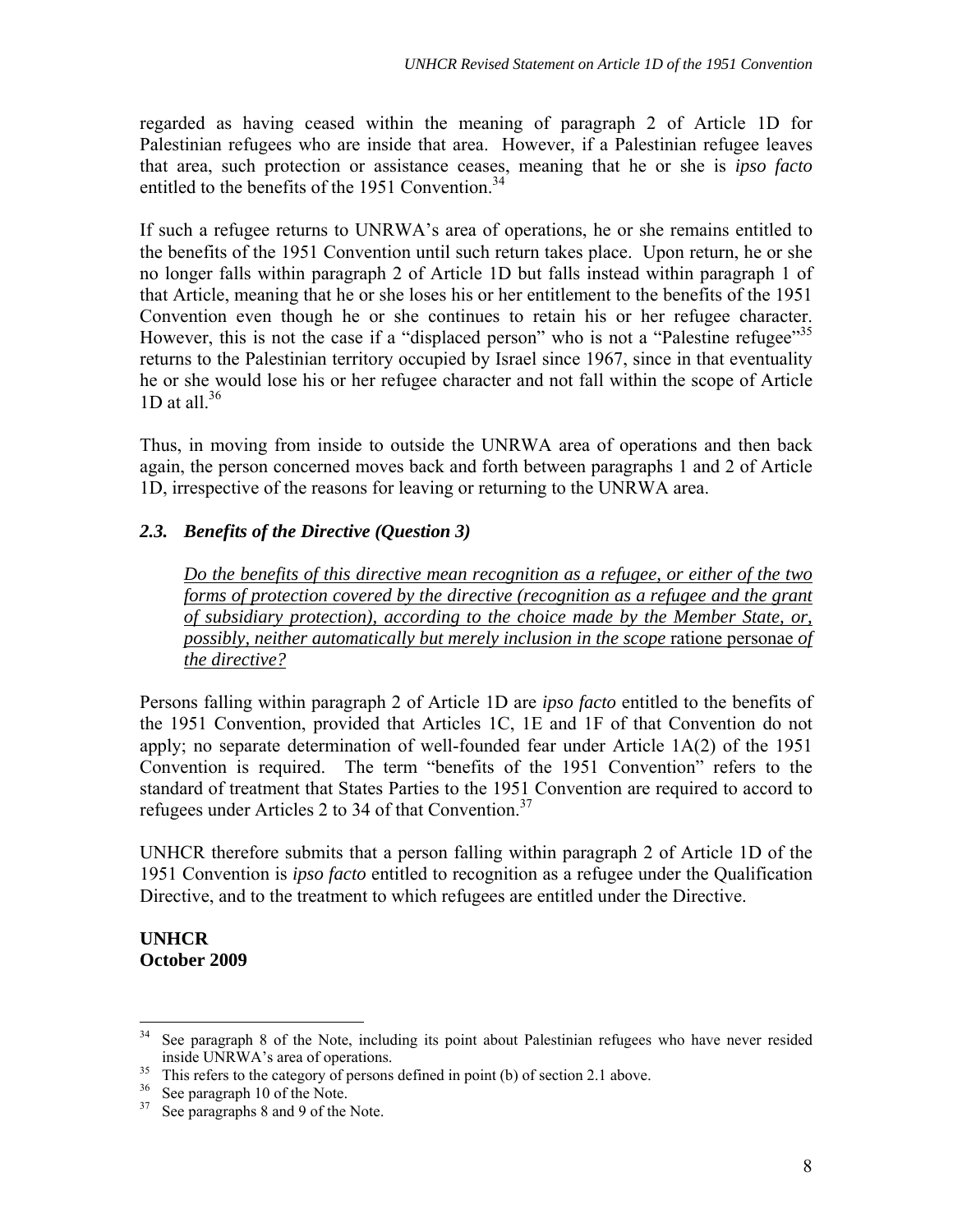regarded as having ceased within the meaning of paragraph 2 of Article 1D for Palestinian refugees who are inside that area. However, if a Palestinian refugee leaves that area, such protection or assistance ceases, meaning that he or she is *ipso facto* entitled to the benefits of the 1951 Convention.[34]

If such a refugee returns to UNRWA's area of operations, he or she remains entitled to the benefits of the 1951 Convention until such return takes place. Upon return, he or she no longer falls within paragraph 2 of Article 1D but falls instead within paragraph 1 of that Article, meaning that he or she loses his or her entitlement to the benefits of the 1951 Convention even though he or she continues to retain his or her refugee character. However, this is not the case if a "displaced person" who is not a "Palestine refugee"[35] returns to the Palestinian territory occupied by Israel since 1967, since in that eventuality he or she would lose his or her refugee character and not fall within the scope of Article 1D at all.[36]

Thus, in moving from inside to outside the UNRWA area of operations and then back again, the person concerned moves back and forth between paragraphs 1 and 2 of Article 1D, irrespective of the reasons for leaving or returning to the UNRWA area.

### *2.3. Benefits of the Directive (Question 3)*

> *Do the benefits of this directive mean recognition as a refugee, or either of the two forms of protection covered by the directive (recognition as a refugee and the grant of subsidiary protection), according to the choice made by the Member State, or, possibly, neither automatically but merely inclusion in the scope* ratione personae *of the directive?*

Persons falling within paragraph 2 of Article 1D are *ipso facto* entitled to the benefits of the 1951 Convention, provided that Articles 1C, 1E and 1F of that Convention do not apply; no separate determination of well-founded fear under Article 1A(2) of the 1951 Convention is required. The term "benefits of the 1951 Convention" refers to the standard of treatment that States Parties to the 1951 Convention are required to accord to refugees under Articles 2 to 34 of that Convention.[37]

UNHCR therefore submits that a person falling within paragraph 2 of Article 1D of the 1951 Convention is *ipso facto* entitled to recognition as a refugee under the Qualification Directive, and to the treatment to which refugees are entitled under the Directive.

**UNHCR**
**October 2009**

---

[34] See paragraph 8 of the Note, including its point about Palestinian refugees who have never resided inside UNRWA's area of operations.

[35] This refers to the category of persons defined in point (b) of section 2.1 above.

[36] See paragraph 10 of the Note.

[37] See paragraphs 8 and 9 of the Note.